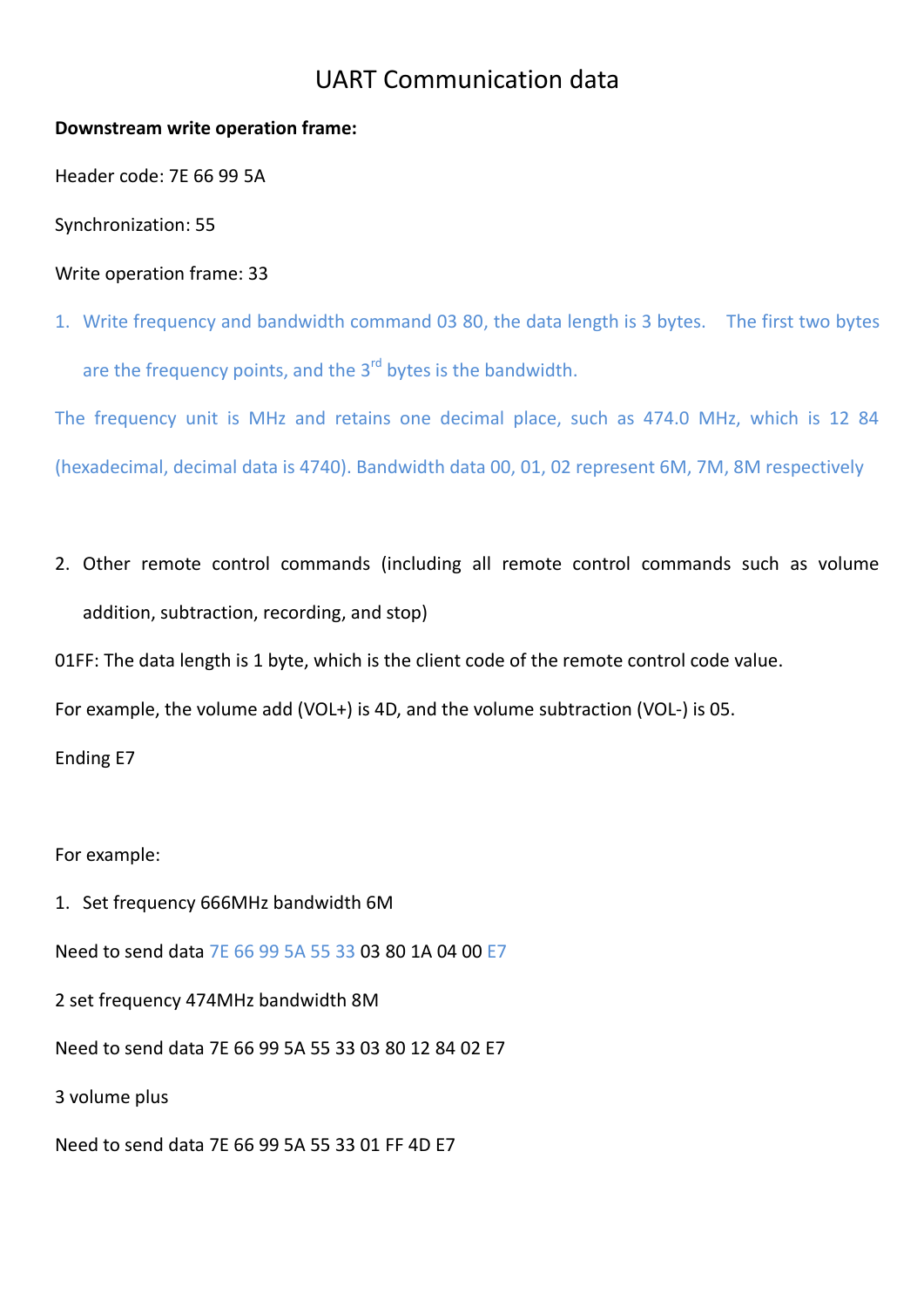# UART Communication data

**Downstream write operation frame:**

Header code: 7E 66 99 5A

Synchronization: 55

Write operation frame: 33

1. Write frequency and bandwidth command 03 80, the data length is 3 bytes. The first two bytes are the frequency points, and the 3rd bytes is the bandwidth.

The frequency unit is MHz and retains one decimal place, such as 474.0 MHz, which is 12 84 (hexadecimal, decimal data is 4740). Bandwidth data 00, 01, 02 represent 6M, 7M, 8M respectively

2. Other remote control commands (including all remote control commands such as volume addition, subtraction, recording, and stop)

01FF: The data length is 1 byte, which is the client code of the remote control code value.

For example, the volume add (VOL+) is 4D, and the volume subtraction (VOL-) is 05.

Ending E7

For example:

1. Set frequency 666MHz bandwidth 6M

Need to send data 7E 66 99 5A 55 33 03 80 1A 04 00 E7

2 set frequency 474MHz bandwidth 8M

Need to send data 7E 66 99 5A 55 33 03 80 12 84 02 E7

3 volume plus

Need to send data 7E 66 99 5A 55 33 01 FF 4D E7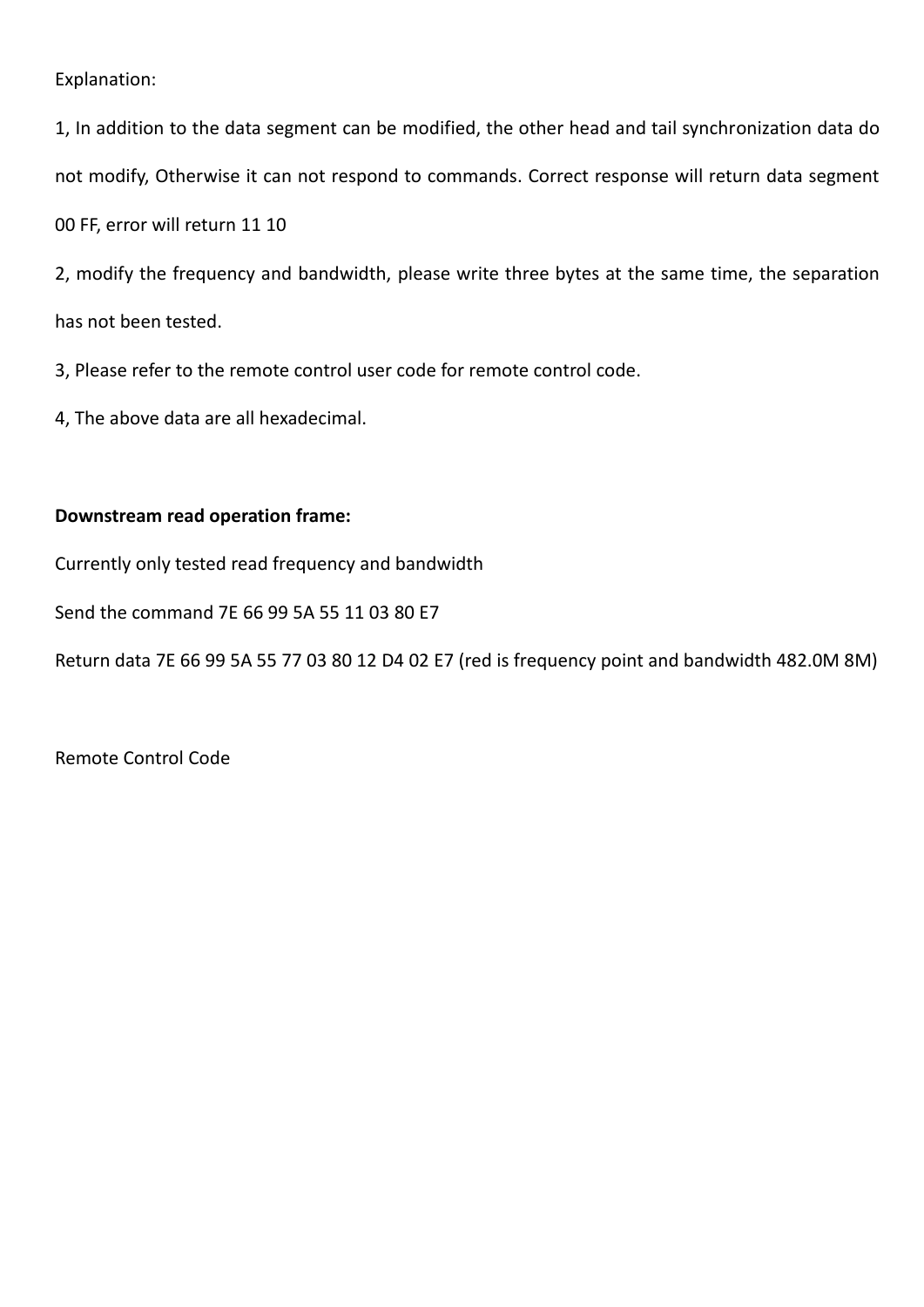Explanation:

1, In addition to the data segment can be modified, the other head and tail synchronization data do not modify, Otherwise it can not respond to commands. Correct response will return data segment 00 FF, error will return 11 10

2, modify the frequency and bandwidth, please write three bytes at the same time, the separation has not been tested.

3, Please refer to the remote control user code for remote control code.

4, The above data are all hexadecimal.

**Downstream read operation frame:**

Currently only tested read frequency and bandwidth

Send the command 7E 66 99 5A 55 11 03 80 E7

Return data 7E 66 99 5A 55 77 03 80 12 D4 02 E7 (red is frequency point and bandwidth 482.0M 8M)

Remote Control Code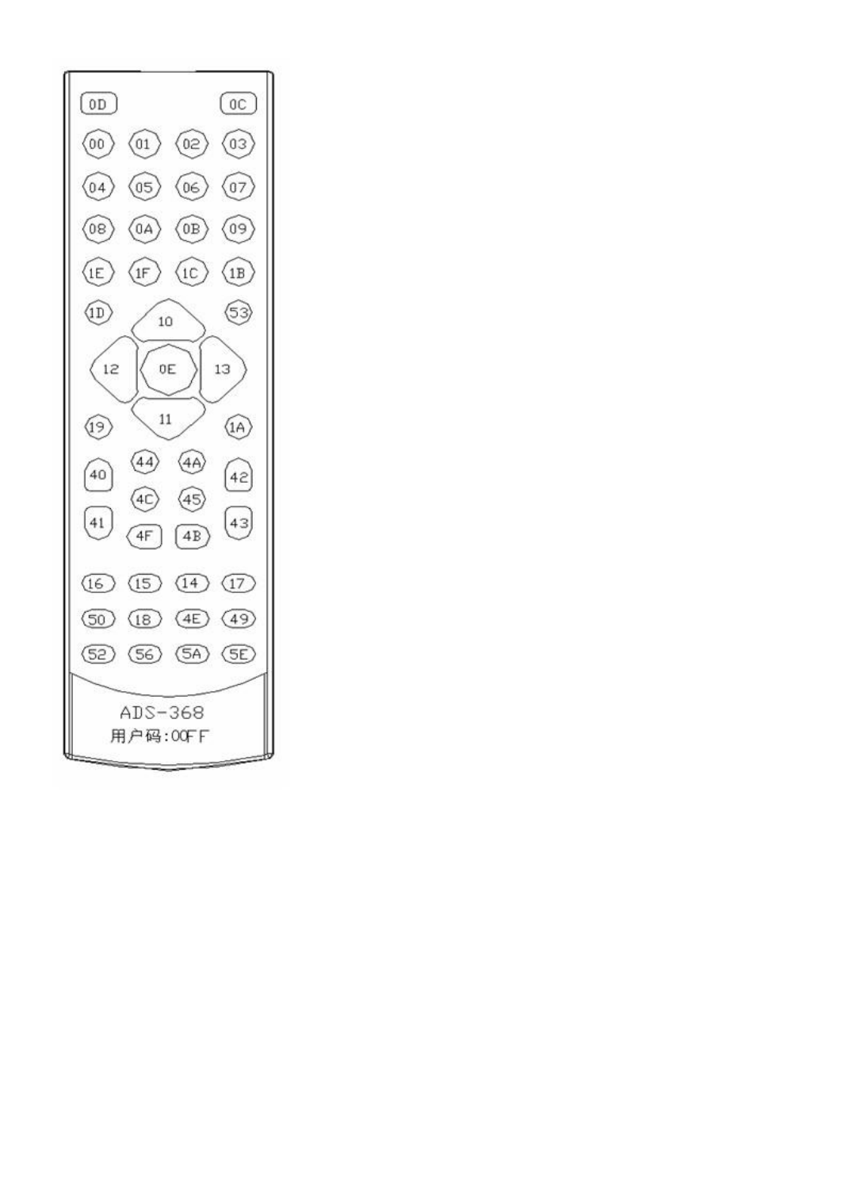0D 0C

00 01 02 03

04 05 06 07

08 0A 0B 09

1E 1F 1C 1B

1D 10 53

12 0E 13

19 11 1A

40 44 4A 42

4C 45

41 4F 4B 43

16 15 14 17

50 18 4E 49

52 56 5A 5E

ADS-368

用户码:00FF